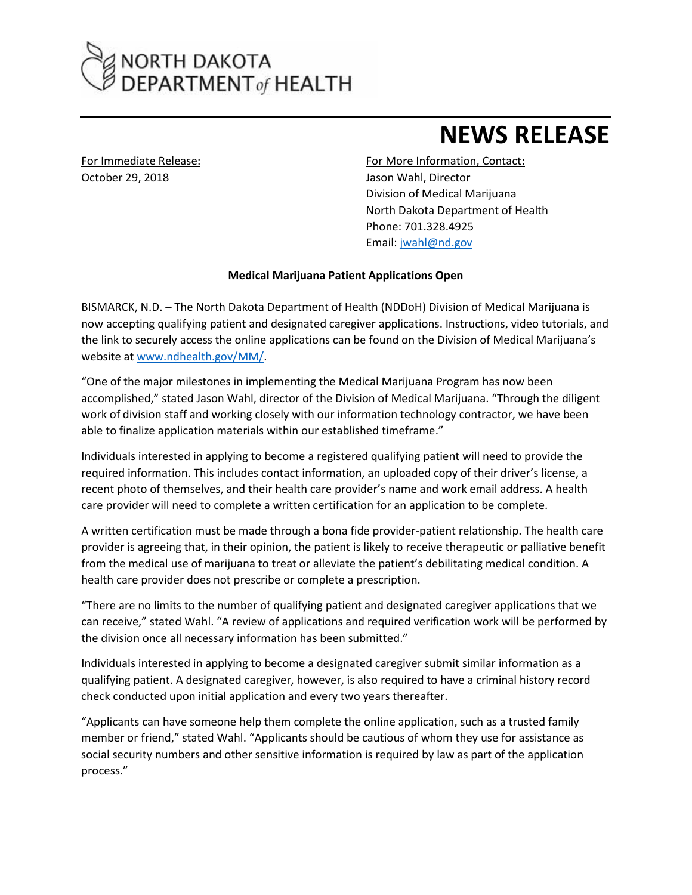NORTH DAKOTA DEPARTMENT *of* HEALTH

# NEWS RELEASE

For Immediate Release:
October 29, 2018

For More Information, Contact:
Jason Wahl, Director
Division of Medical Marijuana
North Dakota Department of Health
Phone: 701.328.4925
Email: jwahl@nd.gov

**Medical Marijuana Patient Applications Open**

BISMARCK, N.D. – The North Dakota Department of Health (NDDoH) Division of Medical Marijuana is now accepting qualifying patient and designated caregiver applications. Instructions, video tutorials, and the link to securely access the online applications can be found on the Division of Medical Marijuana's website at www.ndhealth.gov/MM/.

"One of the major milestones in implementing the Medical Marijuana Program has now been accomplished," stated Jason Wahl, director of the Division of Medical Marijuana. "Through the diligent work of division staff and working closely with our information technology contractor, we have been able to finalize application materials within our established timeframe."

Individuals interested in applying to become a registered qualifying patient will need to provide the required information. This includes contact information, an uploaded copy of their driver's license, a recent photo of themselves, and their health care provider's name and work email address. A health care provider will need to complete a written certification for an application to be complete.

A written certification must be made through a bona fide provider-patient relationship. The health care provider is agreeing that, in their opinion, the patient is likely to receive therapeutic or palliative benefit from the medical use of marijuana to treat or alleviate the patient's debilitating medical condition. A health care provider does not prescribe or complete a prescription.

"There are no limits to the number of qualifying patient and designated caregiver applications that we can receive," stated Wahl. "A review of applications and required verification work will be performed by the division once all necessary information has been submitted."

Individuals interested in applying to become a designated caregiver submit similar information as a qualifying patient. A designated caregiver, however, is also required to have a criminal history record check conducted upon initial application and every two years thereafter.

"Applicants can have someone help them complete the online application, such as a trusted family member or friend," stated Wahl. "Applicants should be cautious of whom they use for assistance as social security numbers and other sensitive information is required by law as part of the application process."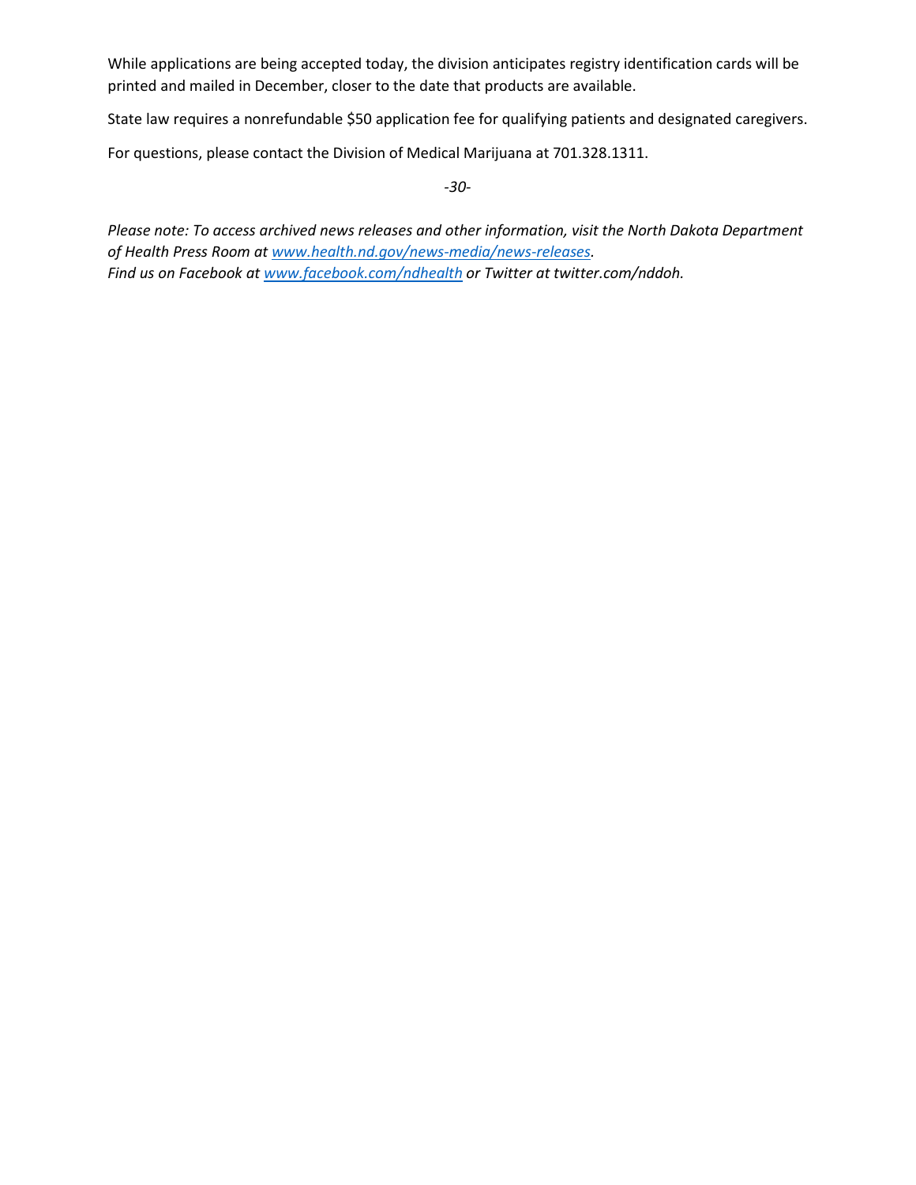While applications are being accepted today, the division anticipates registry identification cards will be printed and mailed in December, closer to the date that products are available.

State law requires a nonrefundable $50 application fee for qualifying patients and designated caregivers.

For questions, please contact the Division of Medical Marijuana at 701.328.1311.

*-30-*

*Please note: To access archived news releases and other information, visit the North Dakota Department of Health Press Room at [www.health.nd.gov/news-media/news-releases](http://www.health.nd.gov/news-media/news-releases).*
*Find us on Facebook at [www.facebook.com/ndhealth](http://www.facebook.com/ndhealth) or Twitter at twitter.com/nddoh.*